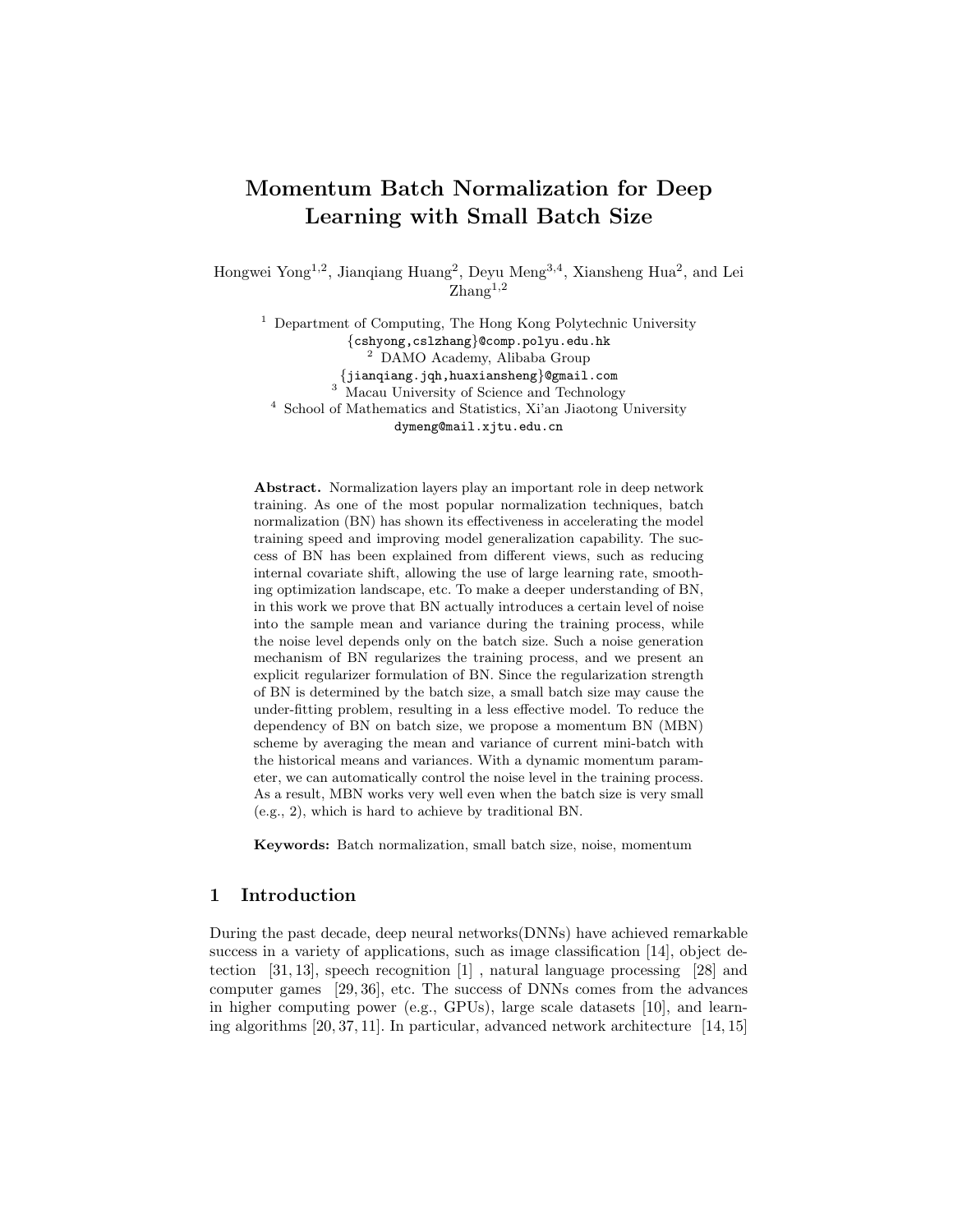# Momentum Batch Normalization for Deep Learning with Small Batch Size

Hongwei Yong[1,2], Jianqiang Huang[2], Deyu Meng[3,4], Xiansheng Hua[2], and Lei Zhang[1,2]

[1] Department of Computing, The Hong Kong Polytechnic University
{cshyong,cslzhang}@comp.polyu.edu.hk
[2] DAMO Academy, Alibaba Group
{jianqiang.jqh,huaxiansheng}@gmail.com
[3] Macau University of Science and Technology
[4] School of Mathematics and Statistics, Xi'an Jiaotong University
dymeng@mail.xjtu.edu.cn

**Abstract.** Normalization layers play an important role in deep network training. As one of the most popular normalization techniques, batch normalization (BN) has shown its effectiveness in accelerating the model training speed and improving model generalization capability. The success of BN has been explained from different views, such as reducing internal covariate shift, allowing the use of large learning rate, smoothing optimization landscape, etc. To make a deeper understanding of BN, in this work we prove that BN actually introduces a certain level of noise into the sample mean and variance during the training process, while the noise level depends only on the batch size. Such a noise generation mechanism of BN regularizes the training process, and we present an explicit regularizer formulation of BN. Since the regularization strength of BN is determined by the batch size, a small batch size may cause the under-fitting problem, resulting in a less effective model. To reduce the dependency of BN on batch size, we propose a momentum BN (MBN) scheme by averaging the mean and variance of current mini-batch with the historical means and variances. With a dynamic momentum parameter, we can automatically control the noise level in the training process. As a result, MBN works very well even when the batch size is very small (e.g., 2), which is hard to achieve by traditional BN.

**Keywords:** Batch normalization, small batch size, noise, momentum

## 1 Introduction

During the past decade, deep neural networks(DNNs) have achieved remarkable success in a variety of applications, such as image classification [14], object detection [31, 13], speech recognition [1] , natural language processing [28] and computer games [29, 36], etc. The success of DNNs comes from the advances in higher computing power (e.g., GPUs), large scale datasets [10], and learning algorithms [20, 37, 11]. In particular, advanced network architecture [14, 15]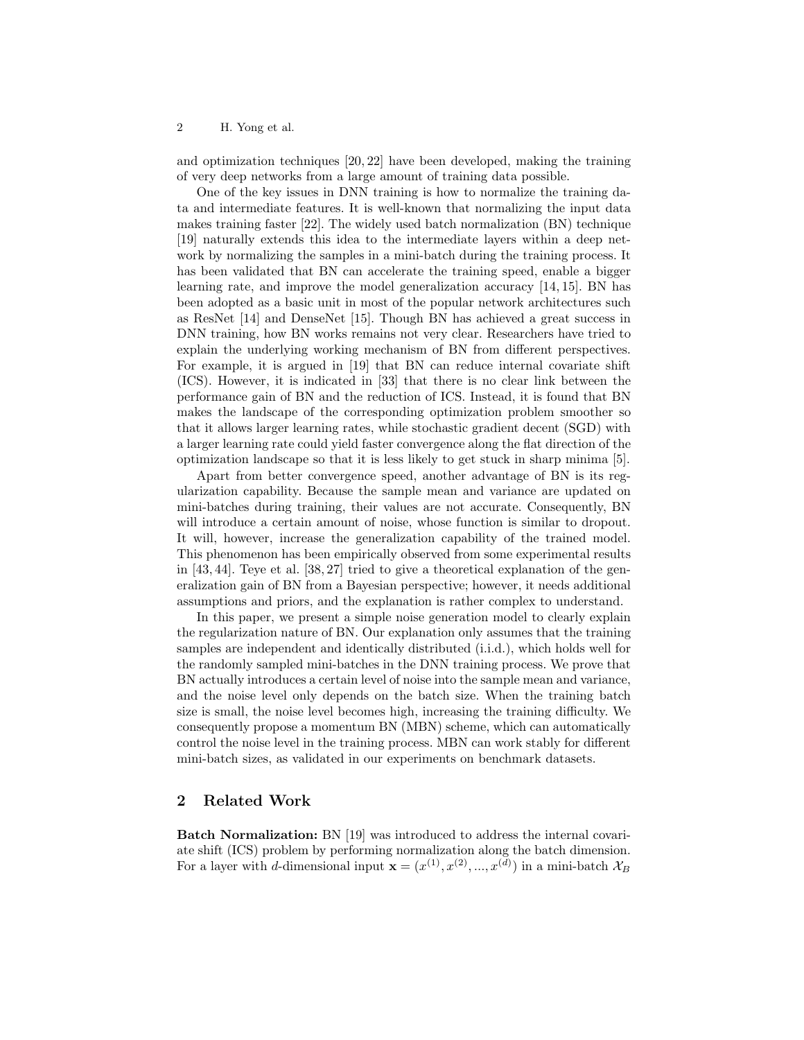and optimization techniques [20, 22] have been developed, making the training of very deep networks from a large amount of training data possible.

One of the key issues in DNN training is how to normalize the training data and intermediate features. It is well-known that normalizing the input data makes training faster [22]. The widely used batch normalization (BN) technique [19] naturally extends this idea to the intermediate layers within a deep network by normalizing the samples in a mini-batch during the training process. It has been validated that BN can accelerate the training speed, enable a bigger learning rate, and improve the model generalization accuracy [14, 15]. BN has been adopted as a basic unit in most of the popular network architectures such as ResNet [14] and DenseNet [15]. Though BN has achieved a great success in DNN training, how BN works remains not very clear. Researchers have tried to explain the underlying working mechanism of BN from different perspectives. For example, it is argued in [19] that BN can reduce internal covariate shift (ICS). However, it is indicated in [33] that there is no clear link between the performance gain of BN and the reduction of ICS. Instead, it is found that BN makes the landscape of the corresponding optimization problem smoother so that it allows larger learning rates, while stochastic gradient decent (SGD) with a larger learning rate could yield faster convergence along the flat direction of the optimization landscape so that it is less likely to get stuck in sharp minima [5].

Apart from better convergence speed, another advantage of BN is its regularization capability. Because the sample mean and variance are updated on mini-batches during training, their values are not accurate. Consequently, BN will introduce a certain amount of noise, whose function is similar to dropout. It will, however, increase the generalization capability of the trained model. This phenomenon has been empirically observed from some experimental results in [43, 44]. Teye et al. [38, 27] tried to give a theoretical explanation of the generalization gain of BN from a Bayesian perspective; however, it needs additional assumptions and priors, and the explanation is rather complex to understand.

In this paper, we present a simple noise generation model to clearly explain the regularization nature of BN. Our explanation only assumes that the training samples are independent and identically distributed (i.i.d.), which holds well for the randomly sampled mini-batches in the DNN training process. We prove that BN actually introduces a certain level of noise into the sample mean and variance, and the noise level only depends on the batch size. When the training batch size is small, the noise level becomes high, increasing the training difficulty. We consequently propose a momentum BN (MBN) scheme, which can automatically control the noise level in the training process. MBN can work stably for different mini-batch sizes, as validated in our experiments on benchmark datasets.

## 2 Related Work

**Batch Normalization:** BN [19] was introduced to address the internal covariate shift (ICS) problem by performing normalization along the batch dimension. For a layer with $d$-dimensional input $\mathbf{x} = (x^{(1)}, x^{(2)}, ..., x^{(d)})$ in a mini-batch $\mathcal{X}_B$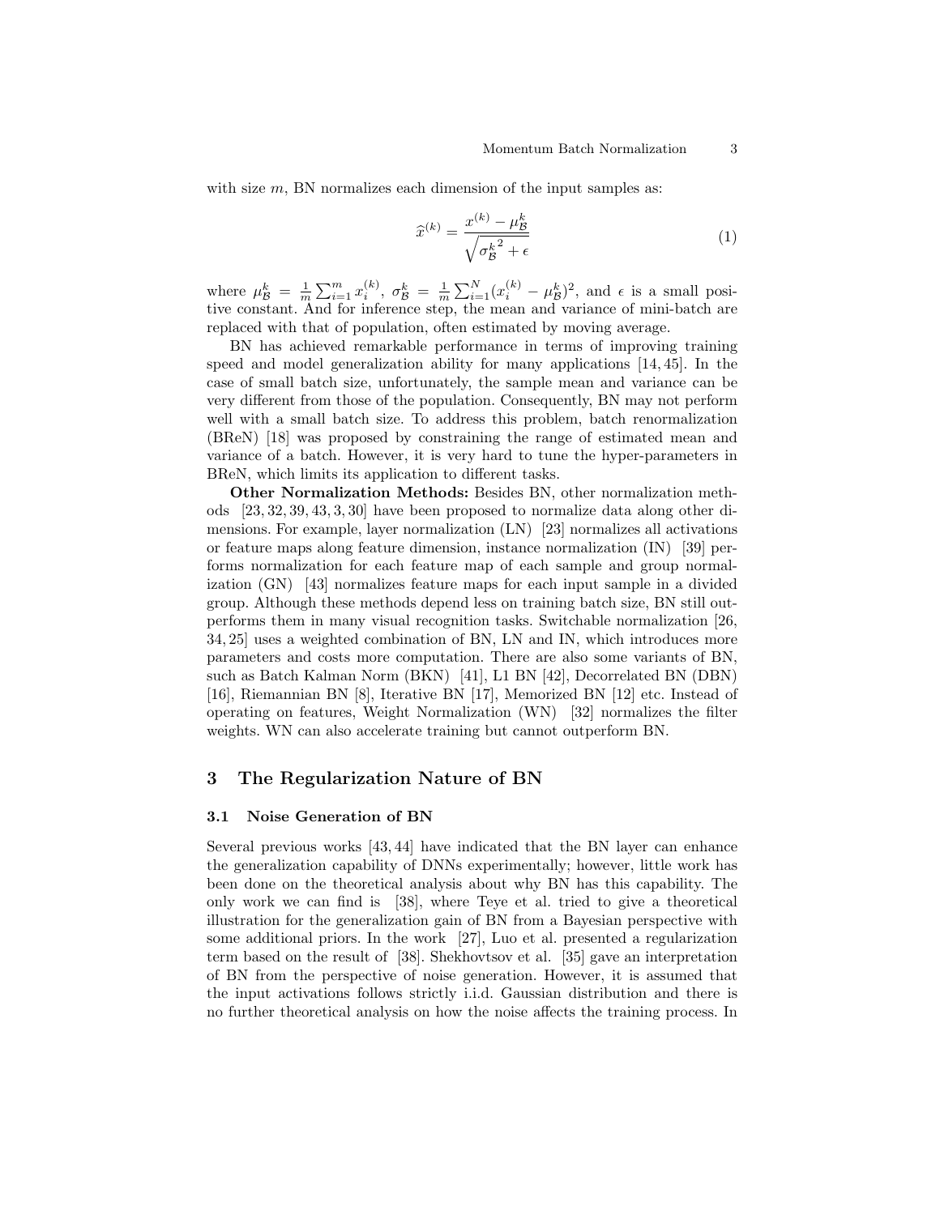with size $m$, BN normalizes each dimension of the input samples as:

$$\widehat{x}^{(k)} = \frac{x^{(k)} - \mu_{\mathcal{B}}^{k}}{\sqrt{{\sigma_{\mathcal{B}}^{k}}^{2} + \epsilon}} \tag{1}$$

where $\mu_{\mathcal{B}}^{k} = \frac{1}{m}\sum_{i=1}^{m} x_i^{(k)}$, $\sigma_{\mathcal{B}}^{k} = \frac{1}{m}\sum_{i=1}^{N}(x_i^{(k)} - \mu_{\mathcal{B}}^{k})^2$, and $\epsilon$ is a small positive constant. And for inference step, the mean and variance of mini-batch are replaced with that of population, often estimated by moving average.

BN has achieved remarkable performance in terms of improving training speed and model generalization ability for many applications [14, 45]. In the case of small batch size, unfortunately, the sample mean and variance can be very different from those of the population. Consequently, BN may not perform well with a small batch size. To address this problem, batch renormalization (BReN) [18] was proposed by constraining the range of estimated mean and variance of a batch. However, it is very hard to tune the hyper-parameters in BReN, which limits its application to different tasks.

**Other Normalization Methods:** Besides BN, other normalization methods [23, 32, 39, 43, 3, 30] have been proposed to normalize data along other dimensions. For example, layer normalization (LN) [23] normalizes all activations or feature maps along feature dimension, instance normalization (IN) [39] performs normalization for each feature map of each sample and group normalization (GN) [43] normalizes feature maps for each input sample in a divided group. Although these methods depend less on training batch size, BN still outperforms them in many visual recognition tasks. Switchable normalization [26, 34, 25] uses a weighted combination of BN, LN and IN, which introduces more parameters and costs more computation. There are also some variants of BN, such as Batch Kalman Norm (BKN) [41], L1 BN [42], Decorrelated BN (DBN) [16], Riemannian BN [8], Iterative BN [17], Memorized BN [12] etc. Instead of operating on features, Weight Normalization (WN) [32] normalizes the filter weights. WN can also accelerate training but cannot outperform BN.

## 3 The Regularization Nature of BN

### 3.1 Noise Generation of BN

Several previous works [43, 44] have indicated that the BN layer can enhance the generalization capability of DNNs experimentally; however, little work has been done on the theoretical analysis about why BN has this capability. The only work we can find is [38], where Teye et al. tried to give a theoretical illustration for the generalization gain of BN from a Bayesian perspective with some additional priors. In the work [27], Luo et al. presented a regularization term based on the result of [38]. Shekhovtsov et al. [35] gave an interpretation of BN from the perspective of noise generation. However, it is assumed that the input activations follows strictly i.i.d. Gaussian distribution and there is no further theoretical analysis on how the noise affects the training process. In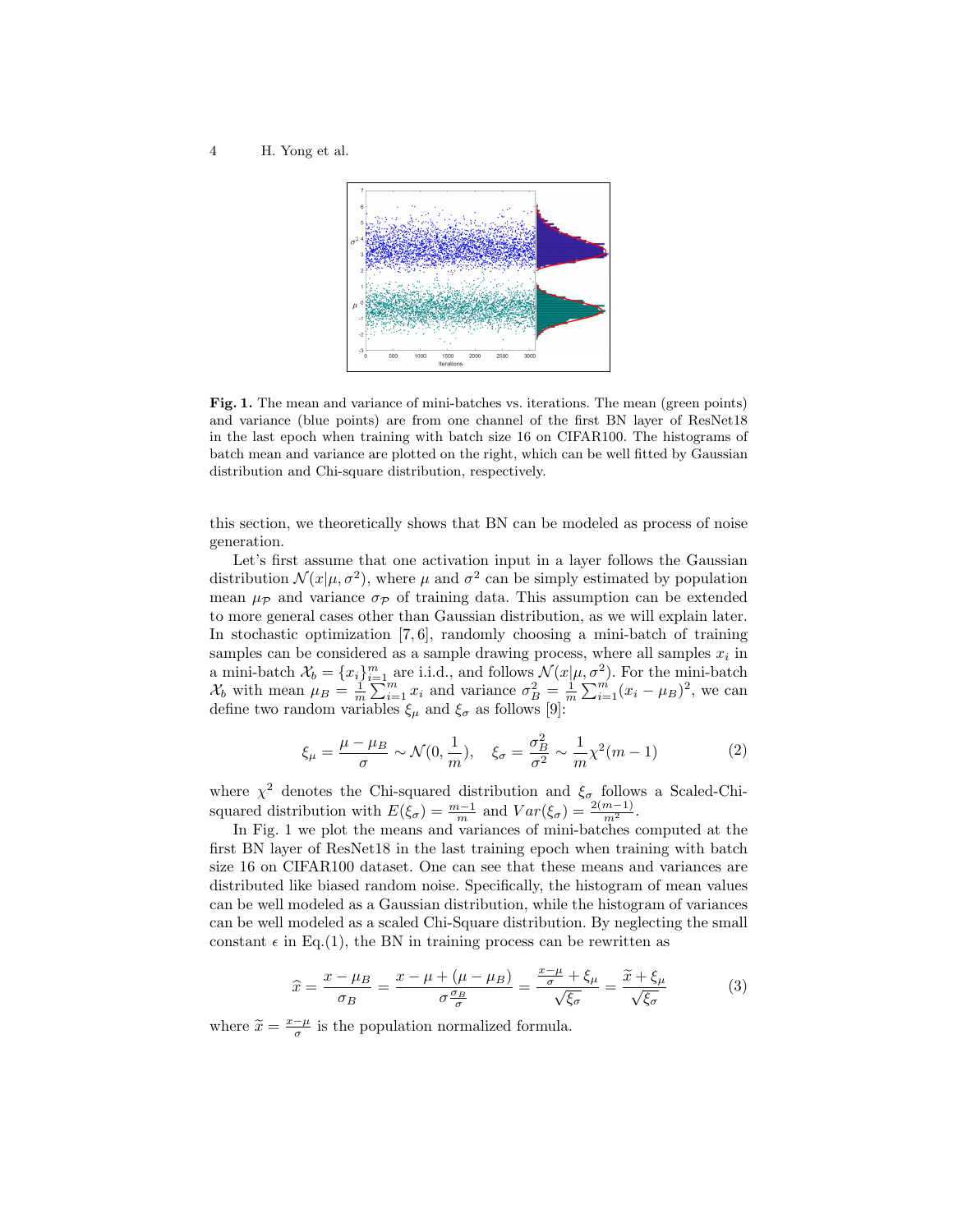**Fig. 1.** The mean and variance of mini-batches vs. iterations. The mean (green points) and variance (blue points) are from one channel of the first BN layer of ResNet18 in the last epoch when training with batch size 16 on CIFAR100. The histograms of batch mean and variance are plotted on the right, which can be well fitted by Gaussian distribution and Chi-square distribution, respectively.

this section, we theoretically shows that BN can be modeled as process of noise generation.

Let's first assume that one activation input in a layer follows the Gaussian distribution $\mathcal{N}(x|\mu, \sigma^2)$, where $\mu$ and $\sigma^2$ can be simply estimated by population mean $\mu_{\mathcal{P}}$ and variance $\sigma_{\mathcal{P}}$ of training data. This assumption can be extended to more general cases other than Gaussian distribution, as we will explain later. In stochastic optimization [7, 6], randomly choosing a mini-batch of training samples can be considered as a sample drawing process, where all samples $x_i$ in a mini-batch $\mathcal{X}_b = \{x_i\}_{i=1}^m$ are i.i.d., and follows $\mathcal{N}(x|\mu, \sigma^2)$. For the mini-batch $\mathcal{X}_b$ with mean $\mu_B = \frac{1}{m}\sum_{i=1}^m x_i$ and variance $\sigma_B^2 = \frac{1}{m}\sum_{i=1}^m (x_i - \mu_B)^2$, we can define two random variables $\xi_\mu$ and $\xi_\sigma$ as follows [9]:

$$\xi_\mu = \frac{\mu - \mu_B}{\sigma} \sim \mathcal{N}(0, \frac{1}{m}), \quad \xi_\sigma = \frac{\sigma_B^2}{\sigma^2} \sim \frac{1}{m}\chi^2(m-1) \tag{2}$$

where $\chi^2$ denotes the Chi-squared distribution and $\xi_\sigma$ follows a Scaled-Chi-squared distribution with $E(\xi_\sigma) = \frac{m-1}{m}$ and $Var(\xi_\sigma) = \frac{2(m-1)}{m^2}$.

In Fig. 1 we plot the means and variances of mini-batches computed at the first BN layer of ResNet18 in the last training epoch when training with batch size 16 on CIFAR100 dataset. One can see that these means and variances are distributed like biased random noise. Specifically, the histogram of mean values can be well modeled as a Gaussian distribution, while the histogram of variances can be well modeled as a scaled Chi-Square distribution. By neglecting the small constant $\epsilon$ in Eq.(1), the BN in training process can be rewritten as

$$\widehat{x} = \frac{x - \mu_B}{\sigma_B} = \frac{x - \mu + (\mu - \mu_B)}{\sigma \frac{\sigma_B}{\sigma}} = \frac{\frac{x-\mu}{\sigma} + \xi_\mu}{\sqrt{\xi_\sigma}} = \frac{\widetilde{x} + \xi_\mu}{\sqrt{\xi_\sigma}} \tag{3}$$

where $\widetilde{x} = \frac{x-\mu}{\sigma}$ is the population normalized formula.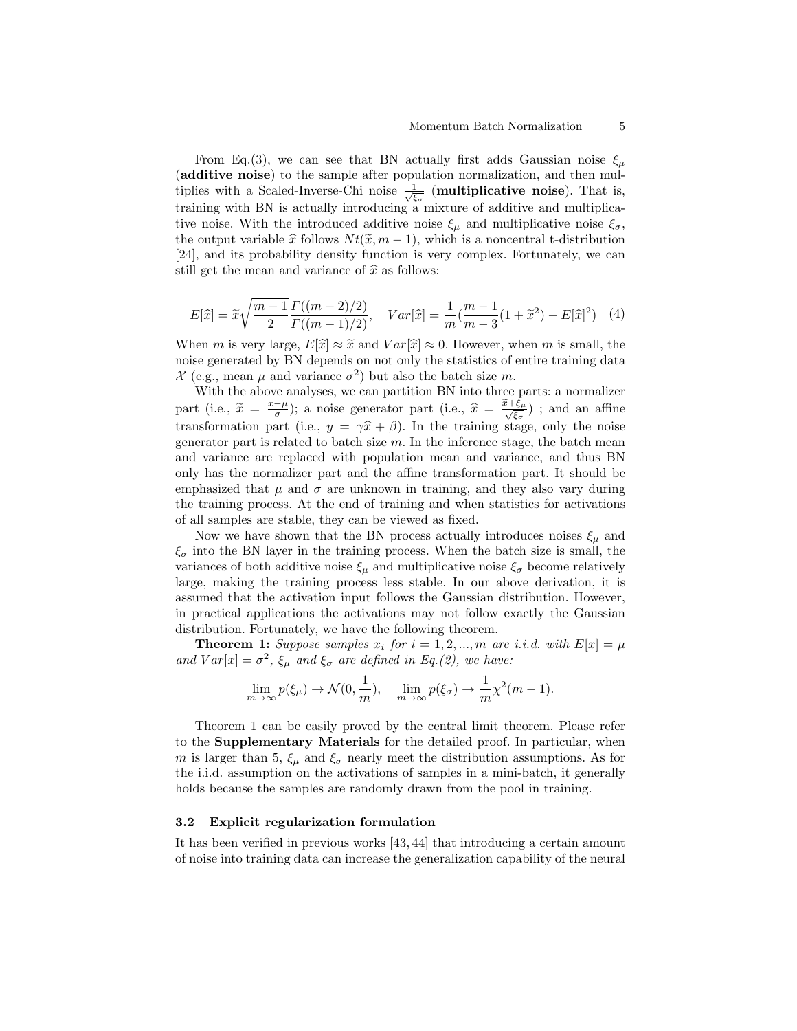From Eq.(3), we can see that BN actually first adds Gaussian noise $\xi_\mu$ (**additive noise**) to the sample after population normalization, and then multiplies with a Scaled-Inverse-Chi noise $\frac{1}{\sqrt{\xi_\sigma}}$ (**multiplicative noise**). That is, training with BN is actually introducing a mixture of additive and multiplicative noise. With the introduced additive noise $\xi_\mu$ and multiplicative noise $\xi_\sigma$, the output variable $\widehat{x}$ follows $Nt(\widetilde{x}, m-1)$, which is a noncentral t-distribution [24], and its probability density function is very complex. Fortunately, we can still get the mean and variance of $\widehat{x}$ as follows:

$$E[\widehat{x}] = \widetilde{x}\sqrt{\frac{m-1}{2}}\frac{\Gamma((m-2)/2)}{\Gamma((m-1)/2)}, \quad Var[\widehat{x}] = \frac{1}{m}\left(\frac{m-1}{m-3}(1+\widetilde{x}^2) - E[\widehat{x}]^2\right) \quad (4)$$

When $m$ is very large, $E[\widehat{x}] \approx \widetilde{x}$ and $Var[\widehat{x}] \approx 0$. However, when $m$ is small, the noise generated by BN depends on not only the statistics of entire training data $\mathcal{X}$ (e.g., mean $\mu$ and variance $\sigma^2$) but also the batch size $m$.

With the above analyses, we can partition BN into three parts: a normalizer part (i.e., $\widetilde{x} = \frac{x-\mu}{\sigma}$); a noise generator part (i.e., $\widehat{x} = \frac{\widetilde{x}+\xi_\mu}{\sqrt{\xi_\sigma}}$) ; and an affine transformation part (i.e., $y = \gamma\widehat{x} + \beta$). In the training stage, only the noise generator part is related to batch size $m$. In the inference stage, the batch mean and variance are replaced with population mean and variance, and thus BN only has the normalizer part and the affine transformation part. It should be emphasized that $\mu$ and $\sigma$ are unknown in training, and they also vary during the training process. At the end of training and when statistics for activations of all samples are stable, they can be viewed as fixed.

Now we have shown that the BN process actually introduces noises $\xi_\mu$ and $\xi_\sigma$ into the BN layer in the training process. When the batch size is small, the variances of both additive noise $\xi_\mu$ and multiplicative noise $\xi_\sigma$ become relatively large, making the training process less stable. In our above derivation, it is assumed that the activation input follows the Gaussian distribution. However, in practical applications the activations may not follow exactly the Gaussian distribution. Fortunately, we have the following theorem.

**Theorem 1:** *Suppose samples $x_i$ for $i = 1, 2, ..., m$ are i.i.d. with $E[x] = \mu$ and $Var[x] = \sigma^2$, $\xi_\mu$ and $\xi_\sigma$ are defined in Eq.(2), we have:*

$$\lim_{m\to\infty} p(\xi_\mu) \to \mathcal{N}(0, \frac{1}{m}), \quad \lim_{m\to\infty} p(\xi_\sigma) \to \frac{1}{m}\chi^2(m-1).$$

Theorem 1 can be easily proved by the central limit theorem. Please refer to the **Supplementary Materials** for the detailed proof. In particular, when $m$ is larger than 5, $\xi_\mu$ and $\xi_\sigma$ nearly meet the distribution assumptions. As for the i.i.d. assumption on the activations of samples in a mini-batch, it generally holds because the samples are randomly drawn from the pool in training.

### 3.2 Explicit regularization formulation

It has been verified in previous works [43, 44] that introducing a certain amount of noise into training data can increase the generalization capability of the neural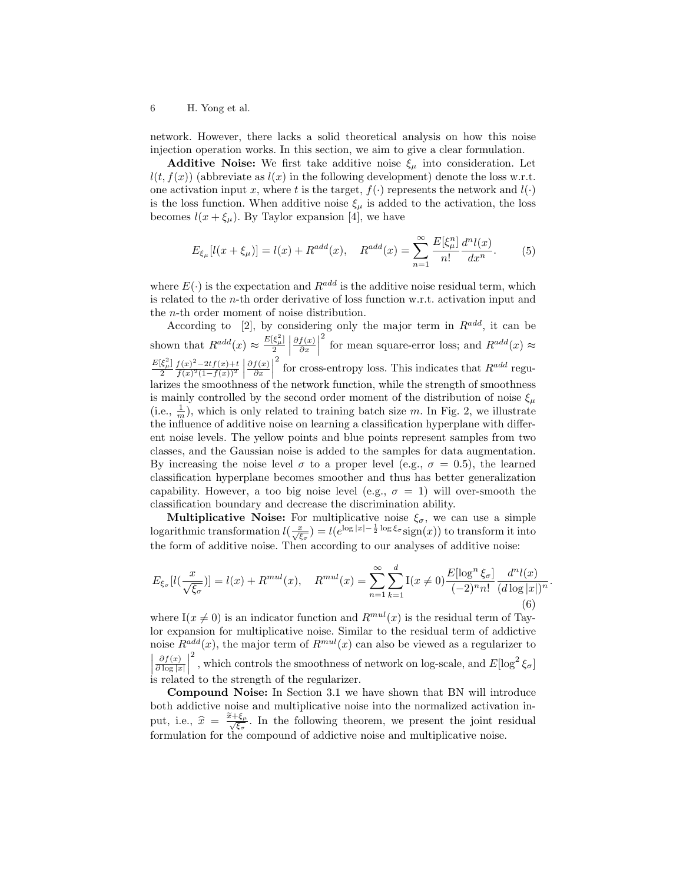network. However, there lacks a solid theoretical analysis on how this noise injection operation works. In this section, we aim to give a clear formulation.

**Additive Noise:** We first take additive noise $\xi_\mu$ into consideration. Let $l(t, f(x))$ (abbreviate as $l(x)$ in the following development) denote the loss w.r.t. one activation input $x$, where $t$ is the target, $f(\cdot)$ represents the network and $l(\cdot)$ is the loss function. When additive noise $\xi_\mu$ is added to the activation, the loss becomes $l(x + \xi_\mu)$. By Taylor expansion [4], we have

$$E_{\xi_\mu}[l(x + \xi_\mu)] = l(x) + R^{add}(x), \quad R^{add}(x) = \sum_{n=1}^{\infty} \frac{E[\xi_\mu^n]}{n!} \frac{d^n l(x)}{dx^n}. \tag{5}$$

where $E(\cdot)$ is the expectation and $R^{add}$ is the additive noise residual term, which is related to the $n$-th order derivative of loss function w.r.t. activation input and the $n$-th order moment of noise distribution.

According to [2], by considering only the major term in $R^{add}$, it can be shown that $R^{add}(x) \approx \frac{E[\xi_\mu^2]}{2} \left| \frac{\partial f(x)}{\partial x} \right|^2$ for mean square-error loss; and $R^{add}(x) \approx \frac{E[\xi_\mu^2]}{2} \frac{f(x)^2 - 2tf(x) + t}{f(x)^2(1-f(x))^2} \left| \frac{\partial f(x)}{\partial x} \right|^2$ for cross-entropy loss. This indicates that $R^{add}$ regularizes the smoothness of the network function, while the strength of smoothness is mainly controlled by the second order moment of the distribution of noise $\xi_\mu$ (i.e., $\frac{1}{m}$), which is only related to training batch size $m$. In Fig. 2, we illustrate the influence of additive noise on learning a classification hyperplane with different noise levels. The yellow points and blue points represent samples from two classes, and the Gaussian noise is added to the samples for data augmentation. By increasing the noise level $\sigma$ to a proper level (e.g., $\sigma = 0.5$), the learned classification hyperplane becomes smoother and thus has better generalization capability. However, a too big noise level (e.g., $\sigma = 1$) will over-smooth the classification boundary and decrease the discrimination ability.

**Multiplicative Noise:** For multiplicative noise $\xi_\sigma$, we can use a simple logarithmic transformation $l(\frac{x}{\sqrt{\xi_\sigma}}) = l(e^{\log|x| - \frac{1}{2}\log \xi_\sigma} \mathrm{sign}(x))$ to transform it into the form of additive noise. Then according to our analyses of additive noise:

$$E_{\xi_\sigma}[l(\frac{x}{\sqrt{\xi_\sigma}})] = l(x) + R^{mul}(x), \quad R^{mul}(x) = \sum_{n=1}^{\infty} \sum_{k=1}^{d} \mathrm{I}(x \neq 0) \frac{E[\log^n \xi_\sigma]}{(-2)^n n!} \frac{d^n l(x)}{(d \log|x|)^n}. \tag{6}$$

where $\mathrm{I}(x \neq 0)$ is an indicator function and $R^{mul}(x)$ is the residual term of Taylor expansion for multiplicative noise. Similar to the residual term of addictive noise $R^{add}(x)$, the major term of $R^{mul}(x)$ can also be viewed as a regularizer to $\left| \frac{\partial f(x)}{\partial \log|x|} \right|^2$, which controls the smoothness of network on log-scale, and $E[\log^2 \xi_\sigma]$ is related to the strength of the regularizer.

**Compound Noise:** In Section 3.1 we have shown that BN will introduce both addictive noise and multiplicative noise into the normalized activation input, i.e., $\widehat{x} = \frac{\widetilde{x} + \xi_\mu}{\sqrt{\xi_\sigma}}$. In the following theorem, we present the joint residual formulation for the compound of addictive noise and multiplicative noise.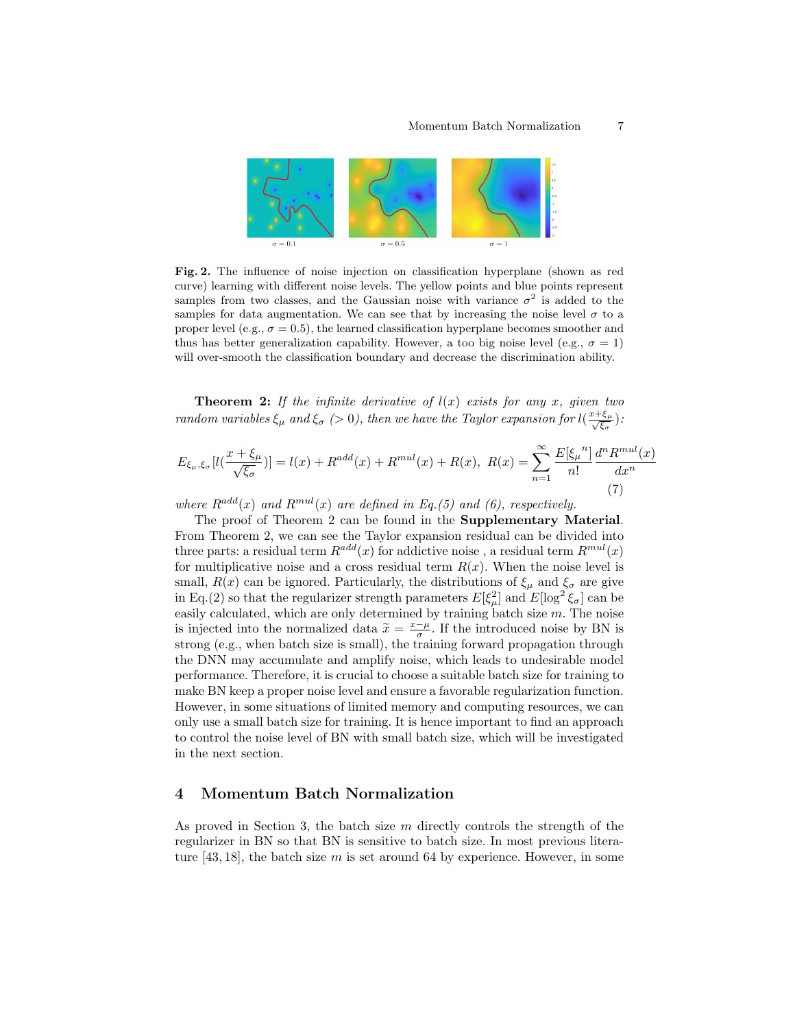**Fig. 2.** The influence of noise injection on classification hyperplane (shown as red curve) learning with different noise levels. The yellow points and blue points represent samples from two classes, and the Gaussian noise with variance $\sigma^2$ is added to the samples for data augmentation. We can see that by increasing the noise level $\sigma$ to a proper level (e.g., $\sigma = 0.5$), the learned classification hyperplane becomes smoother and thus has better generalization capability. However, a too big noise level (e.g., $\sigma = 1$) will over-smooth the classification boundary and decrease the discrimination ability.

**Theorem 2:** *If the infinite derivative of $l(x)$ exists for any $x$, given two random variables $\xi_\mu$ and $\xi_\sigma$ ($> 0$), then we have the Taylor expansion for $l(\frac{x+\xi_\mu}{\sqrt{\xi_\sigma}})$:*

$$E_{\xi_\mu,\xi_\sigma}[l(\frac{x+\xi_\mu}{\sqrt{\xi_\sigma}})] = l(x) + R^{add}(x) + R^{mul}(x) + R(x),\ \ R(x) = \sum_{n=1}^{\infty} \frac{E[{\xi_\mu}^n]}{n!} \frac{d^n R^{mul}(x)}{dx^n} \tag{7}$$

*where $R^{add}(x)$ and $R^{mul}(x)$ are defined in Eq.(5) and (6), respectively.*

The proof of Theorem 2 can be found in the **Supplementary Material**. From Theorem 2, we can see the Taylor expansion residual can be divided into three parts: a residual term $R^{add}(x)$ for addictive noise , a residual term $R^{mul}(x)$ for multiplicative noise and a cross residual term $R(x)$. When the noise level is small, $R(x)$ can be ignored. Particularly, the distributions of $\xi_\mu$ and $\xi_\sigma$ are give in Eq.(2) so that the regularizer strength parameters $E[\xi_\mu^2]$ and $E[\log^2 \xi_\sigma]$ can be easily calculated, which are only determined by training batch size $m$. The noise is injected into the normalized data $\widetilde{x} = \frac{x-\mu}{\sigma}$. If the introduced noise by BN is strong (e.g., when batch size is small), the training forward propagation through the DNN may accumulate and amplify noise, which leads to undesirable model performance. Therefore, it is crucial to choose a suitable batch size for training to make BN keep a proper noise level and ensure a favorable regularization function. However, in some situations of limited memory and computing resources, we can only use a small batch size for training. It is hence important to find an approach to control the noise level of BN with small batch size, which will be investigated in the next section.

## 4 Momentum Batch Normalization

As proved in Section 3, the batch size $m$ directly controls the strength of the regularizer in BN so that BN is sensitive to batch size. In most previous literature [43, 18], the batch size $m$ is set around 64 by experience. However, in some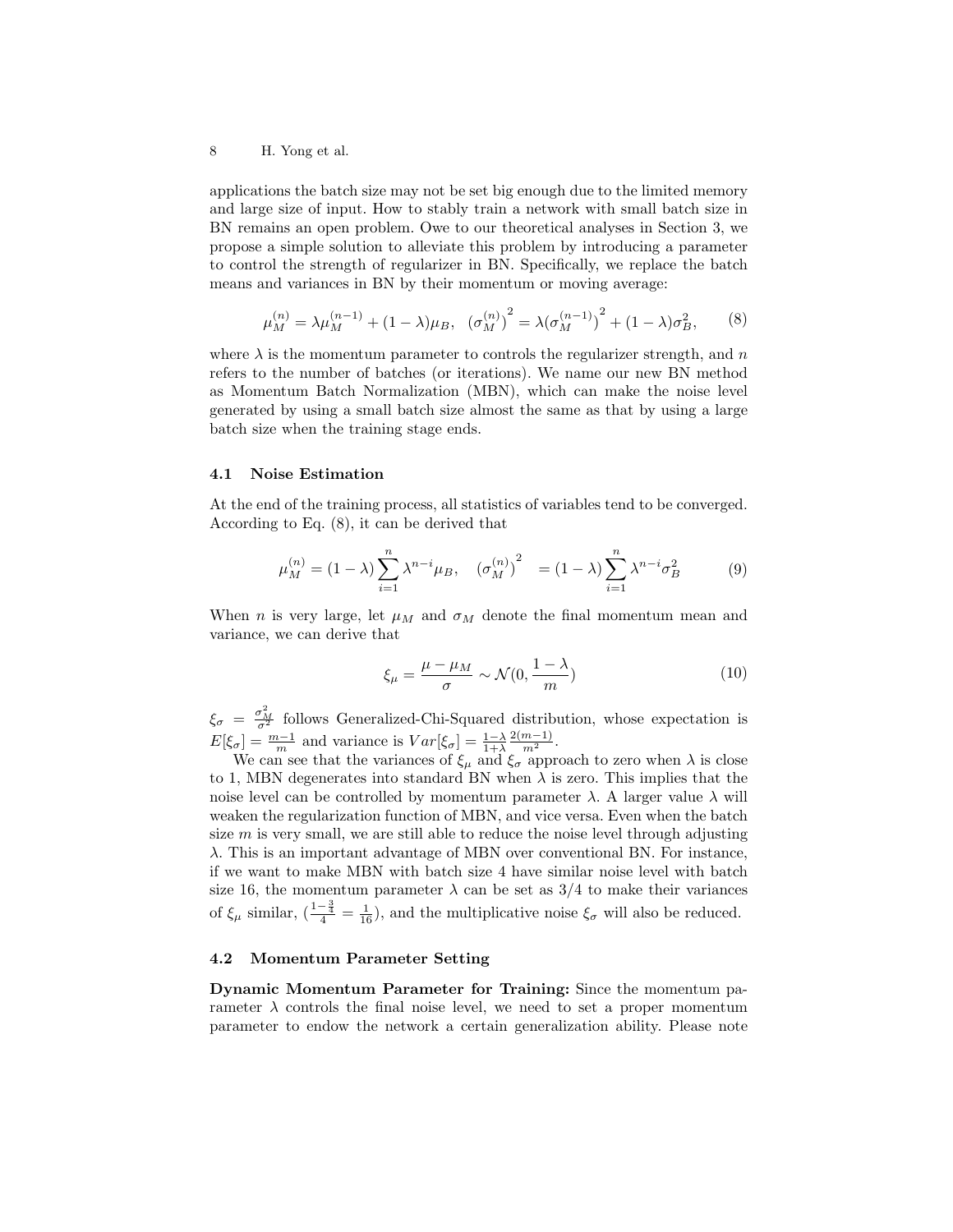applications the batch size may not be set big enough due to the limited memory and large size of input. How to stably train a network with small batch size in BN remains an open problem. Owe to our theoretical analyses in Section 3, we propose a simple solution to alleviate this problem by introducing a parameter to control the strength of regularizer in BN. Specifically, we replace the batch means and variances in BN by their momentum or moving average:

$$\mu_M^{(n)} = \lambda \mu_M^{(n-1)} + (1-\lambda)\mu_B, \quad {(\sigma_M^{(n)})}^2 = \lambda {(\sigma_M^{(n-1)})}^2 + (1-\lambda)\sigma_B^2, \tag{8}$$

where $\lambda$ is the momentum parameter to controls the regularizer strength, and $n$ refers to the number of batches (or iterations). We name our new BN method as Momentum Batch Normalization (MBN), which can make the noise level generated by using a small batch size almost the same as that by using a large batch size when the training stage ends.

### 4.1 Noise Estimation

At the end of the training process, all statistics of variables tend to be converged. According to Eq. (8), it can be derived that

$$\mu_M^{(n)} = (1-\lambda)\sum_{i=1}^{n} \lambda^{n-i}\mu_B, \quad {(\sigma_M^{(n)})}^2 = (1-\lambda)\sum_{i=1}^{n} \lambda^{n-i}\sigma_B^2 \tag{9}$$

When $n$ is very large, let $\mu_M$ and $\sigma_M$ denote the final momentum mean and variance, we can derive that

$$\xi_\mu = \frac{\mu - \mu_M}{\sigma} \sim \mathcal{N}(0, \frac{1-\lambda}{m}) \tag{10}$$

$\xi_\sigma = \frac{\sigma_M^2}{\sigma^2}$ follows Generalized-Chi-Squared distribution, whose expectation is $E[\xi_\sigma] = \frac{m-1}{m}$ and variance is $Var[\xi_\sigma] = \frac{1-\lambda}{1+\lambda}\frac{2(m-1)}{m^2}$.

We can see that the variances of $\xi_\mu$ and $\xi_\sigma$ approach to zero when $\lambda$ is close to 1, MBN degenerates into standard BN when $\lambda$ is zero. This implies that the noise level can be controlled by momentum parameter $\lambda$. A larger value $\lambda$ will weaken the regularization function of MBN, and vice versa. Even when the batch size $m$ is very small, we are still able to reduce the noise level through adjusting $\lambda$. This is an important advantage of MBN over conventional BN. For instance, if we want to make MBN with batch size 4 have similar noise level with batch size 16, the momentum parameter $\lambda$ can be set as $3/4$ to make their variances of $\xi_\mu$ similar, ($\frac{1-\frac{3}{4}}{4} = \frac{1}{16}$), and the multiplicative noise $\xi_\sigma$ will also be reduced.

### 4.2 Momentum Parameter Setting

**Dynamic Momentum Parameter for Training:** Since the momentum parameter $\lambda$ controls the final noise level, we need to set a proper momentum parameter to endow the network a certain generalization ability. Please note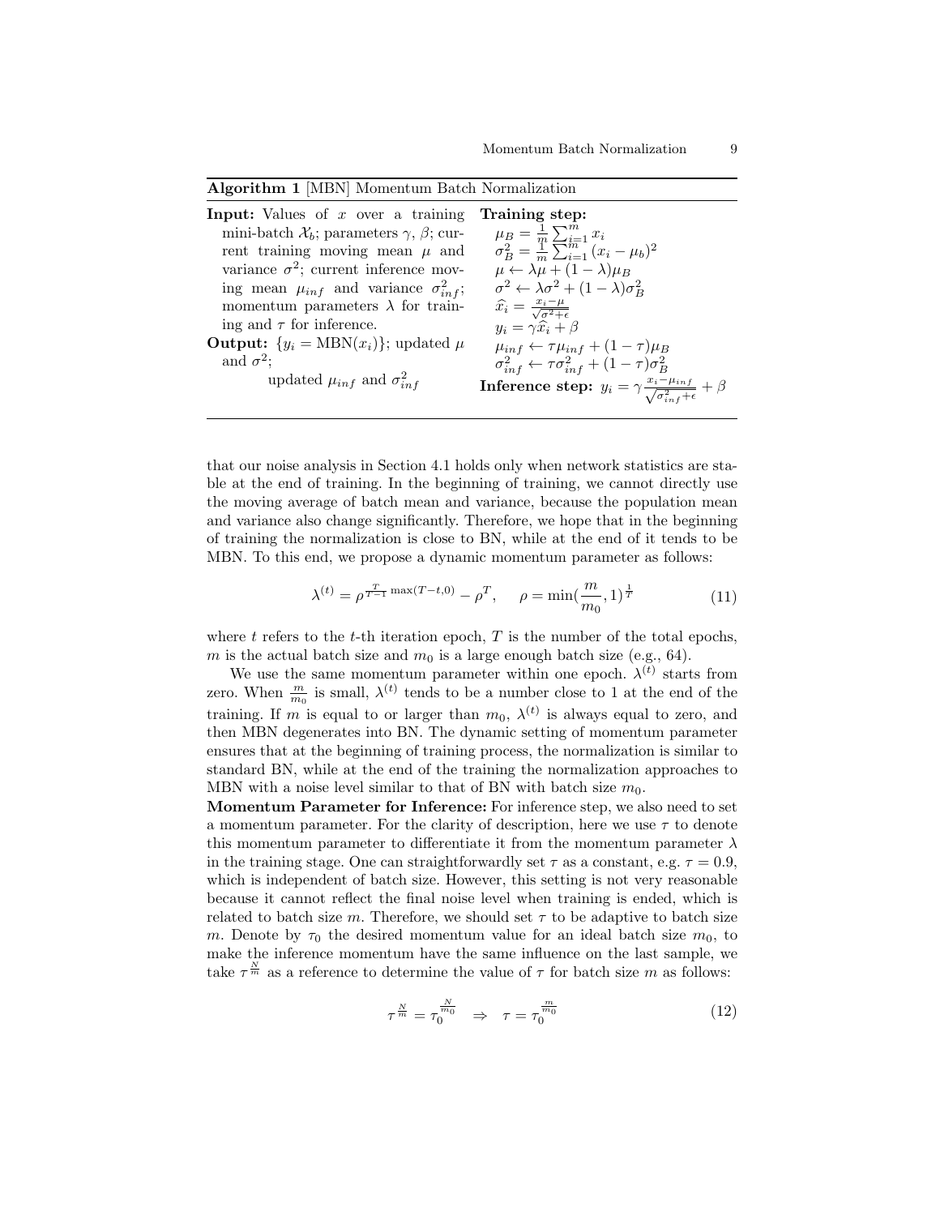**Algorithm 1** [MBN] Momentum Batch Normalization

**Input:** Values of $x$ over a training mini-batch $\mathcal{X}_b$; parameters $\gamma$, $\beta$; current training moving mean $\mu$ and variance $\sigma^2$; current inference moving mean $\mu_{inf}$ and variance $\sigma^2_{inf}$; momentum parameters $\lambda$ for training and $\tau$ for inference.

**Output:** $\{y_i = \text{MBN}(x_i)\}$; updated $\mu$ and $\sigma^2$;
updated $\mu_{inf}$ and $\sigma^2_{inf}$

**Training step:**

$\mu_B = \frac{1}{m}\sum_{i=1}^{m} x_i$

$\sigma_B^2 = \frac{1}{m}\sum_{i=1}^{m}(x_i - \mu_b)^2$

$\mu \leftarrow \lambda\mu + (1-\lambda)\mu_B$

$\sigma^2 \leftarrow \lambda\sigma^2 + (1-\lambda)\sigma_B^2$

$\widehat{x}_i = \frac{x_i - \mu}{\sqrt{\sigma^2 + \epsilon}}$

$y_i = \gamma\widehat{x}_i + \beta$

$\mu_{inf} \leftarrow \tau\mu_{inf} + (1-\tau)\mu_B$

$\sigma^2_{inf} \leftarrow \tau\sigma^2_{inf} + (1-\tau)\sigma_B^2$

**Inference step:** $y_i = \gamma\frac{x_i - \mu_{inf}}{\sqrt{\sigma^2_{inf} + \epsilon}} + \beta$

that our noise analysis in Section 4.1 holds only when network statistics are stable at the end of training. In the beginning of training, we cannot directly use the moving average of batch mean and variance, because the population mean and variance also change significantly. Therefore, we hope that in the beginning of training the normalization is close to BN, while at the end of it tends to be MBN. To this end, we propose a dynamic momentum parameter as follows:

$$\lambda^{(t)} = \rho^{\frac{T}{T-1}\max(T-t,0)} - \rho^T, \quad \rho = \min(\frac{m}{m_0}, 1)^{\frac{1}{T}} \tag{11}$$

where $t$ refers to the $t$-th iteration epoch, $T$ is the number of the total epochs, $m$ is the actual batch size and $m_0$ is a large enough batch size (e.g., 64).

We use the same momentum parameter within one epoch. $\lambda^{(t)}$ starts from zero. When $\frac{m}{m_0}$ is small, $\lambda^{(t)}$ tends to be a number close to 1 at the end of the training. If $m$ is equal to or larger than $m_0$, $\lambda^{(t)}$ is always equal to zero, and then MBN degenerates into BN. The dynamic setting of momentum parameter ensures that at the beginning of training process, the normalization is similar to standard BN, while at the end of the training the normalization approaches to MBN with a noise level similar to that of BN with batch size $m_0$.

**Momentum Parameter for Inference:** For inference step, we also need to set a momentum parameter. For the clarity of description, here we use $\tau$ to denote this momentum parameter to differentiate it from the momentum parameter $\lambda$ in the training stage. One can straightforwardly set $\tau$ as a constant, e.g. $\tau = 0.9$, which is independent of batch size. However, this setting is not very reasonable because it cannot reflect the final noise level when training is ended, which is related to batch size $m$. Therefore, we should set $\tau$ to be adaptive to batch size $m$. Denote by $\tau_0$ the desired momentum value for an ideal batch size $m_0$, to make the inference momentum have the same influence on the last sample, we take $\tau^{\frac{N}{m}}$ as a reference to determine the value of $\tau$ for batch size $m$ as follows:

$$\tau^{\frac{N}{m}} = \tau_0^{\frac{N}{m_0}} \quad \Rightarrow \quad \tau = \tau_0^{\frac{m}{m_0}} \tag{12}$$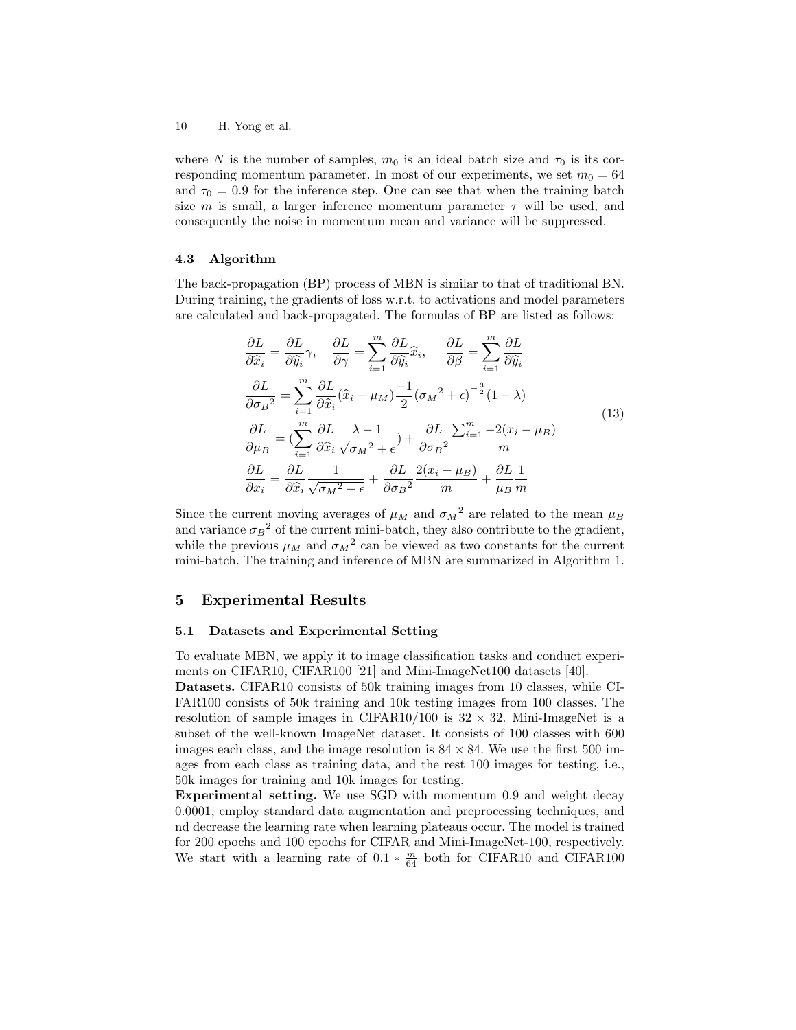where $N$ is the number of samples, $m_0$ is an ideal batch size and $\tau_0$ is its corresponding momentum parameter. In most of our experiments, we set $m_0 = 64$ and $\tau_0 = 0.9$ for the inference step. One can see that when the training batch size $m$ is small, a larger inference momentum parameter $\tau$ will be used, and consequently the noise in momentum mean and variance will be suppressed.

### 4.3 Algorithm

The back-propagation (BP) process of MBN is similar to that of traditional BN. During training, the gradients of loss w.r.t. to activations and model parameters are calculated and back-propagated. The formulas of BP are listed as follows:

$$
\begin{aligned}
&\frac{\partial L}{\partial \widehat{x}_i} = \frac{\partial L}{\partial \widehat{y}_i}\gamma, \quad \frac{\partial L}{\partial \gamma} = \sum_{i=1}^{m} \frac{\partial L}{\partial \widehat{y}_i}\widehat{x}_i, \quad \frac{\partial L}{\partial \beta} = \sum_{i=1}^{m} \frac{\partial L}{\partial \widehat{y}_i} \\
&\frac{\partial L}{\partial {\sigma_B}^2} = \sum_{i=1}^{m} \frac{\partial L}{\partial \widehat{x}_i}(\widehat{x}_i - \mu_M)\frac{-1}{2}({\sigma_M}^2 + \epsilon)^{-\frac{3}{2}}(1-\lambda) \\
&\frac{\partial L}{\partial \mu_B} = (\sum_{i=1}^{m} \frac{\partial L}{\partial \widehat{x}_i}\frac{\lambda - 1}{\sqrt{{\sigma_M}^2 + \epsilon}}) + \frac{\partial L}{\partial {\sigma_B}^2}\frac{\sum_{i=1}^{m} -2(x_i - \mu_B)}{m} \\
&\frac{\partial L}{\partial x_i} = \frac{\partial L}{\partial \widehat{x}_i}\frac{1}{\sqrt{{\sigma_M}^2 + \epsilon}} + \frac{\partial L}{\partial {\sigma_B}^2}\frac{2(x_i - \mu_B)}{m} + \frac{\partial L}{\mu_B}\frac{1}{m}
\end{aligned}
\tag{13}
$$

Since the current moving averages of $\mu_M$ and ${\sigma_M}^2$ are related to the mean $\mu_B$ and variance ${\sigma_B}^2$ of the current mini-batch, they also contribute to the gradient, while the previous $\mu_M$ and ${\sigma_M}^2$ can be viewed as two constants for the current mini-batch. The training and inference of MBN are summarized in Algorithm 1.

## 5 Experimental Results

### 5.1 Datasets and Experimental Setting

To evaluate MBN, we apply it to image classification tasks and conduct experiments on CIFAR10, CIFAR100 [21] and Mini-ImageNet100 datasets [40].

**Datasets.** CIFAR10 consists of 50k training images from 10 classes, while CIFAR100 consists of 50k training and 10k testing images from 100 classes. The resolution of sample images in CIFAR10/100 is $32 \times 32$. Mini-ImageNet is a subset of the well-known ImageNet dataset. It consists of 100 classes with 600 images each class, and the image resolution is $84 \times 84$. We use the first 500 images from each class as training data, and the rest 100 images for testing, i.e., 50k images for training and 10k images for testing.

**Experimental setting.** We use SGD with momentum 0.9 and weight decay 0.0001, employ standard data augmentation and preprocessing techniques, and nd decrease the learning rate when learning plateaus occur. The model is trained for 200 epochs and 100 epochs for CIFAR and Mini-ImageNet-100, respectively. We start with a learning rate of $0.1 * \frac{m}{64}$ both for CIFAR10 and CIFAR100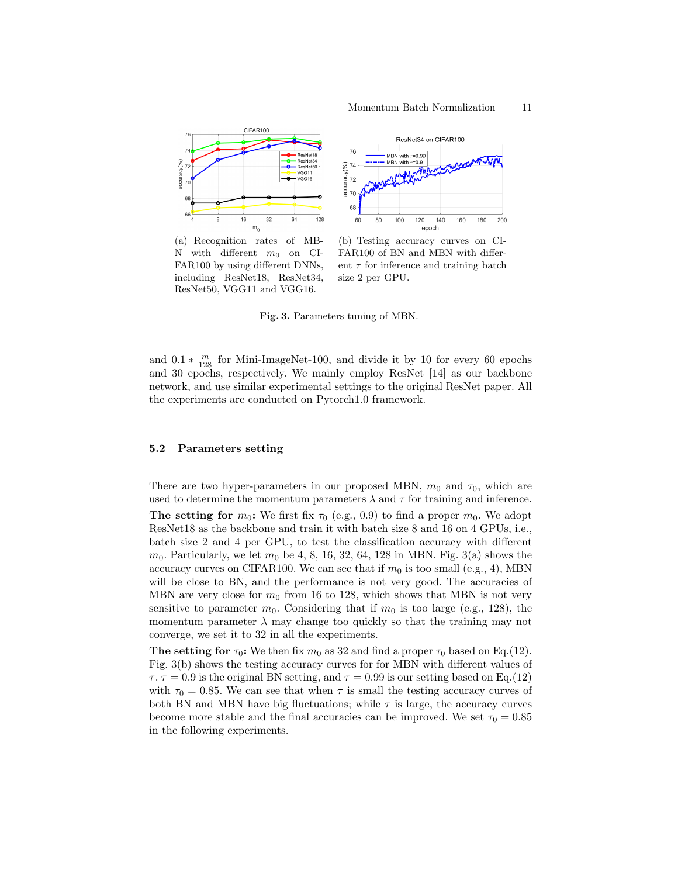(a) Recognition rates of MBN with different $m_0$ on CIFAR100 by using different DNNs, including ResNet18, ResNet34, ResNet50, VGG11 and VGG16.

(b) Testing accuracy curves on CIFAR100 of BN and MBN with different $\tau$ for inference and training batch size 2 per GPU.

**Fig. 3.** Parameters tuning of MBN.

and $0.1 * \frac{m}{128}$ for Mini-ImageNet-100, and divide it by 10 for every 60 epochs and 30 epochs, respectively. We mainly employ ResNet [14] as our backbone network, and use similar experimental settings to the original ResNet paper. All the experiments are conducted on Pytorch1.0 framework.

### 5.2 Parameters setting

There are two hyper-parameters in our proposed MBN, $m_0$ and $\tau_0$, which are used to determine the momentum parameters $\lambda$ and $\tau$ for training and inference.

**The setting for $m_0$:** We first fix $\tau_0$ (e.g., 0.9) to find a proper $m_0$. We adopt ResNet18 as the backbone and train it with batch size 8 and 16 on 4 GPUs, i.e., batch size 2 and 4 per GPU, to test the classification accuracy with different $m_0$. Particularly, we let $m_0$ be 4, 8, 16, 32, 64, 128 in MBN. Fig. 3(a) shows the accuracy curves on CIFAR100. We can see that if $m_0$ is too small (e.g., 4), MBN will be close to BN, and the performance is not very good. The accuracies of MBN are very close for $m_0$ from 16 to 128, which shows that MBN is not very sensitive to parameter $m_0$. Considering that if $m_0$ is too large (e.g., 128), the momentum parameter $\lambda$ may change too quickly so that the training may not converge, we set it to 32 in all the experiments.

**The setting for $\tau_0$:** We then fix $m_0$ as 32 and find a proper $\tau_0$ based on Eq.(12). Fig. 3(b) shows the testing accuracy curves for for MBN with different values of $\tau$. $\tau = 0.9$ is the original BN setting, and $\tau = 0.99$ is our setting based on Eq.(12) with $\tau_0 = 0.85$. We can see that when $\tau$ is small the testing accuracy curves of both BN and MBN have big fluctuations; while $\tau$ is large, the accuracy curves become more stable and the final accuracies can be improved. We set $\tau_0 = 0.85$ in the following experiments.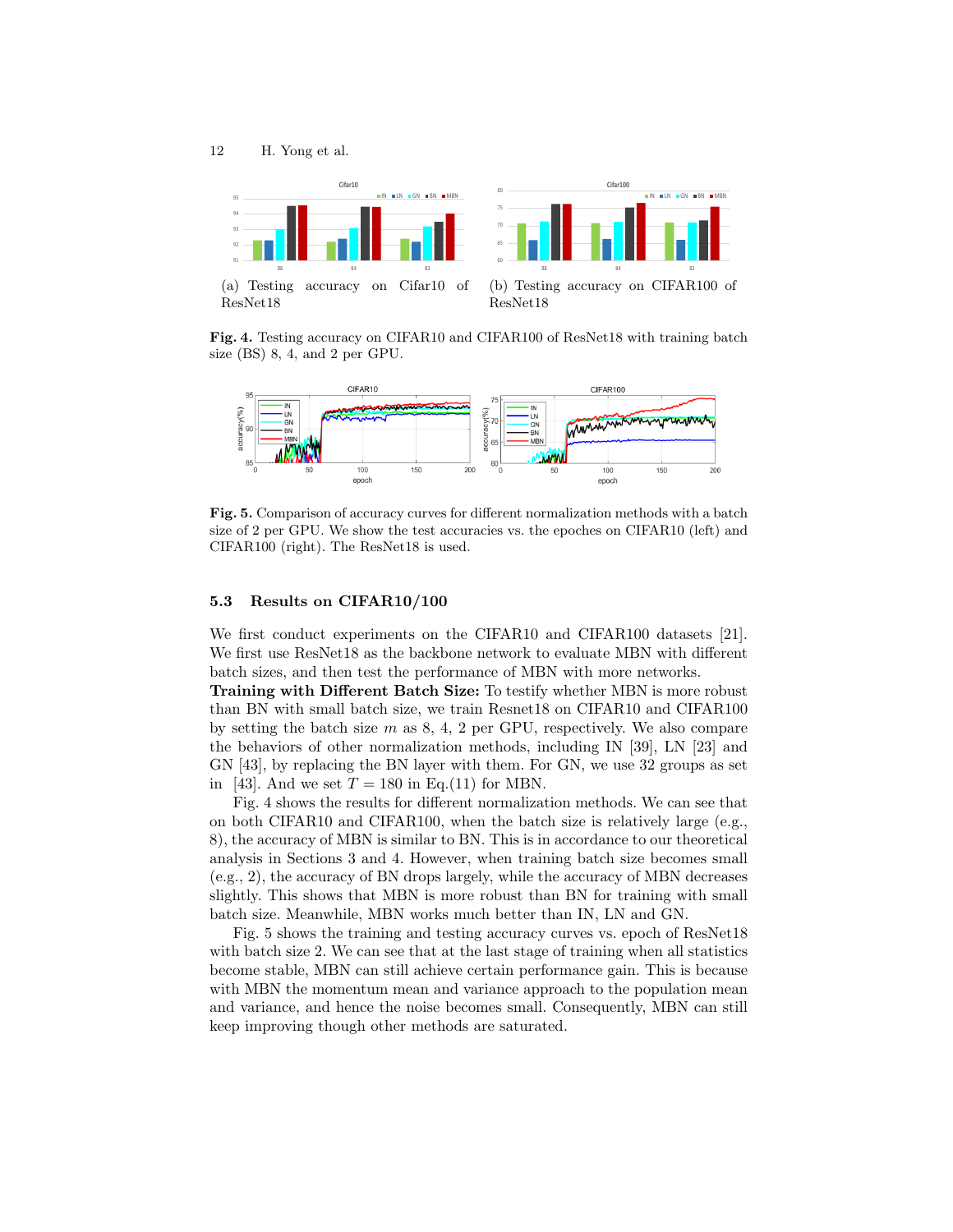(a) Testing accuracy on Cifar10 of ResNet18

(b) Testing accuracy on CIFAR100 of ResNet18

**Fig. 4.** Testing accuracy on CIFAR10 and CIFAR100 of ResNet18 with training batch size (BS) 8, 4, and 2 per GPU.

**Fig. 5.** Comparison of accuracy curves for different normalization methods with a batch size of 2 per GPU. We show the test accuracies vs. the epoches on CIFAR10 (left) and CIFAR100 (right). The ResNet18 is used.

### 5.3 Results on CIFAR10/100

We first conduct experiments on the CIFAR10 and CIFAR100 datasets [21]. We first use ResNet18 as the backbone network to evaluate MBN with different batch sizes, and then test the performance of MBN with more networks.

**Training with Different Batch Size:** To testify whether MBN is more robust than BN with small batch size, we train Resnet18 on CIFAR10 and CIFAR100 by setting the batch size $m$ as 8, 4, 2 per GPU, respectively. We also compare the behaviors of other normalization methods, including IN [39], LN [23] and GN [43], by replacing the BN layer with them. For GN, we use 32 groups as set in [43]. And we set $T = 180$ in Eq.(11) for MBN.

Fig. 4 shows the results for different normalization methods. We can see that on both CIFAR10 and CIFAR100, when the batch size is relatively large (e.g., 8), the accuracy of MBN is similar to BN. This is in accordance to our theoretical analysis in Sections 3 and 4. However, when training batch size becomes small (e.g., 2), the accuracy of BN drops largely, while the accuracy of MBN decreases slightly. This shows that MBN is more robust than BN for training with small batch size. Meanwhile, MBN works much better than IN, LN and GN.

Fig. 5 shows the training and testing accuracy curves vs. epoch of ResNet18 with batch size 2. We can see that at the last stage of training when all statistics become stable, MBN can still achieve certain performance gain. This is because with MBN the momentum mean and variance approach to the population mean and variance, and hence the noise becomes small. Consequently, MBN can still keep improving though other methods are saturated.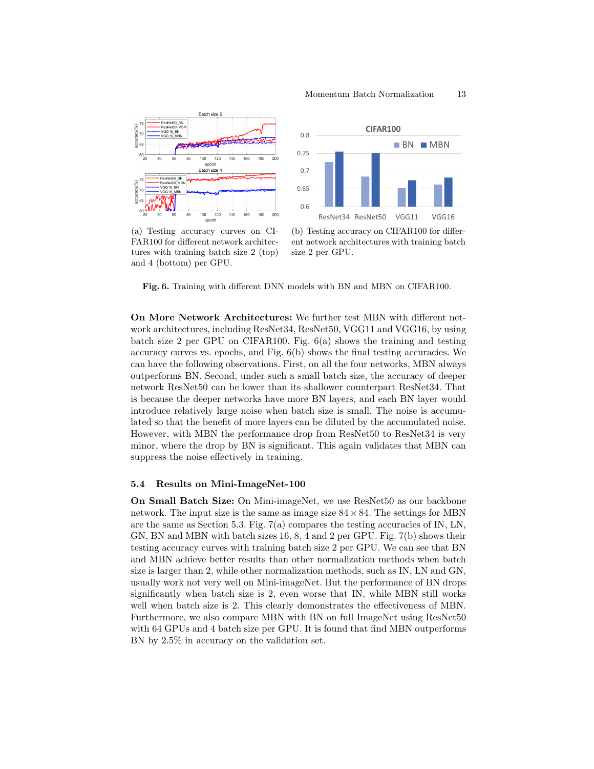(a) Testing accuracy curves on CIFAR100 for different network architectures with training batch size 2 (top) and 4 (bottom) per GPU.

(b) Testing accuracy on CIFAR100 for different network architectures with training batch size 2 per GPU.

**Fig. 6.** Training with different DNN models with BN and MBN on CIFAR100.

**On More Network Architectures:** We further test MBN with different network architectures, including ResNet34, ResNet50, VGG11 and VGG16, by using batch size 2 per GPU on CIFAR100. Fig. 6(a) shows the training and testing accuracy curves vs. epochs, and Fig. 6(b) shows the final testing accuracies. We can have the following observations. First, on all the four networks, MBN always outperforms BN. Second, under such a small batch size, the accuracy of deeper network ResNet50 can be lower than its shallower counterpart ResNet34. That is because the deeper networks have more BN layers, and each BN layer would introduce relatively large noise when batch size is small. The noise is accumulated so that the benefit of more layers can be diluted by the accumulated noise. However, with MBN the performance drop from ResNet50 to ResNet34 is very minor, where the drop by BN is significant. This again validates that MBN can suppress the noise effectively in training.

### 5.4 Results on Mini-ImageNet-100

**On Small Batch Size:** On Mini-imageNet, we use ResNet50 as our backbone network. The input size is the same as image size $84 \times 84$. The settings for MBN are the same as Section 5.3. Fig. 7(a) compares the testing accuracies of IN, LN, GN, BN and MBN with batch sizes 16, 8, 4 and 2 per GPU. Fig. 7(b) shows their testing accuracy curves with training batch size 2 per GPU. We can see that BN and MBN achieve better results than other normalization methods when batch size is larger than 2, while other normalization methods, such as IN, LN and GN, usually work not very well on Mini-imageNet. But the performance of BN drops significantly when batch size is 2, even worse that IN, while MBN still works well when batch size is 2. This clearly demonstrates the effectiveness of MBN. Furthermore, we also compare MBN with BN on full ImageNet using ResNet50 with 64 GPUs and 4 batch size per GPU. It is found that find MBN outperforms BN by 2.5% in accuracy on the validation set.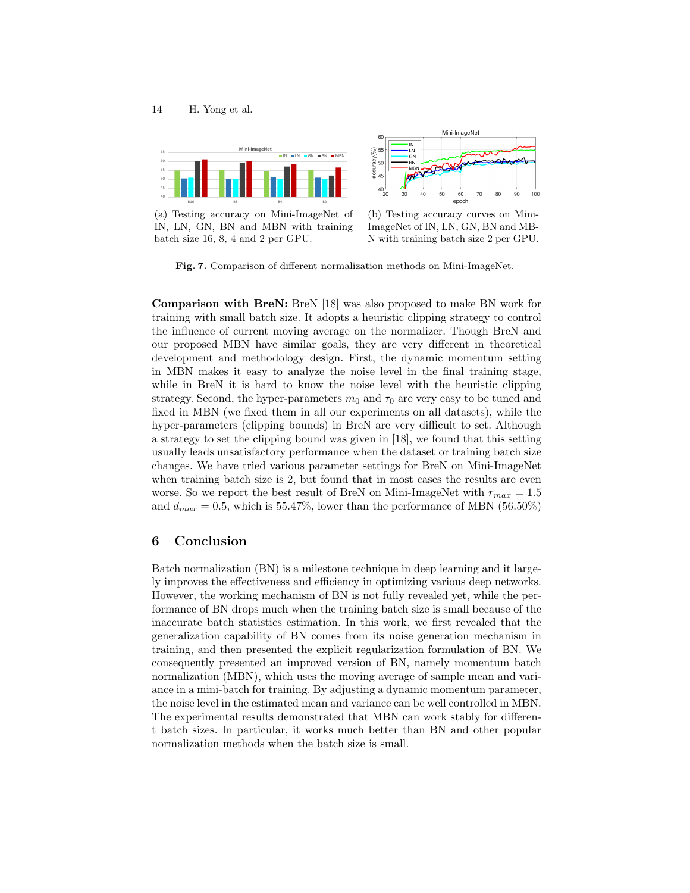(a) Testing accuracy on Mini-ImageNet of IN, LN, GN, BN and MBN with training batch size 16, 8, 4 and 2 per GPU.

(b) Testing accuracy curves on Mini-ImageNet of IN, LN, GN, BN and MBN with training batch size 2 per GPU.

**Fig. 7.** Comparison of different normalization methods on Mini-ImageNet.

**Comparison with BreN:** BreN [18] was also proposed to make BN work for training with small batch size. It adopts a heuristic clipping strategy to control the influence of current moving average on the normalizer. Though BreN and our proposed MBN have similar goals, they are very different in theoretical development and methodology design. First, the dynamic momentum setting in MBN makes it easy to analyze the noise level in the final training stage, while in BreN it is hard to know the noise level with the heuristic clipping strategy. Second, the hyper-parameters $m_0$ and $\tau_0$ are very easy to be tuned and fixed in MBN (we fixed them in all our experiments on all datasets), while the hyper-parameters (clipping bounds) in BreN are very difficult to set. Although a strategy to set the clipping bound was given in [18], we found that this setting usually leads unsatisfactory performance when the dataset or training batch size changes. We have tried various parameter settings for BreN on Mini-ImageNet when training batch size is 2, but found that in most cases the results are even worse. So we report the best result of BreN on Mini-ImageNet with $r_{max} = 1.5$ and $d_{max} = 0.5$, which is 55.47%, lower than the performance of MBN (56.50%)

## 6 Conclusion

Batch normalization (BN) is a milestone technique in deep learning and it largely improves the effectiveness and efficiency in optimizing various deep networks. However, the working mechanism of BN is not fully revealed yet, while the performance of BN drops much when the training batch size is small because of the inaccurate batch statistics estimation. In this work, we first revealed that the generalization capability of BN comes from its noise generation mechanism in training, and then presented the explicit regularization formulation of BN. We consequently presented an improved version of BN, namely momentum batch normalization (MBN), which uses the moving average of sample mean and variance in a mini-batch for training. By adjusting a dynamic momentum parameter, the noise level in the estimated mean and variance can be well controlled in MBN. The experimental results demonstrated that MBN can work stably for different batch sizes. In particular, it works much better than BN and other popular normalization methods when the batch size is small.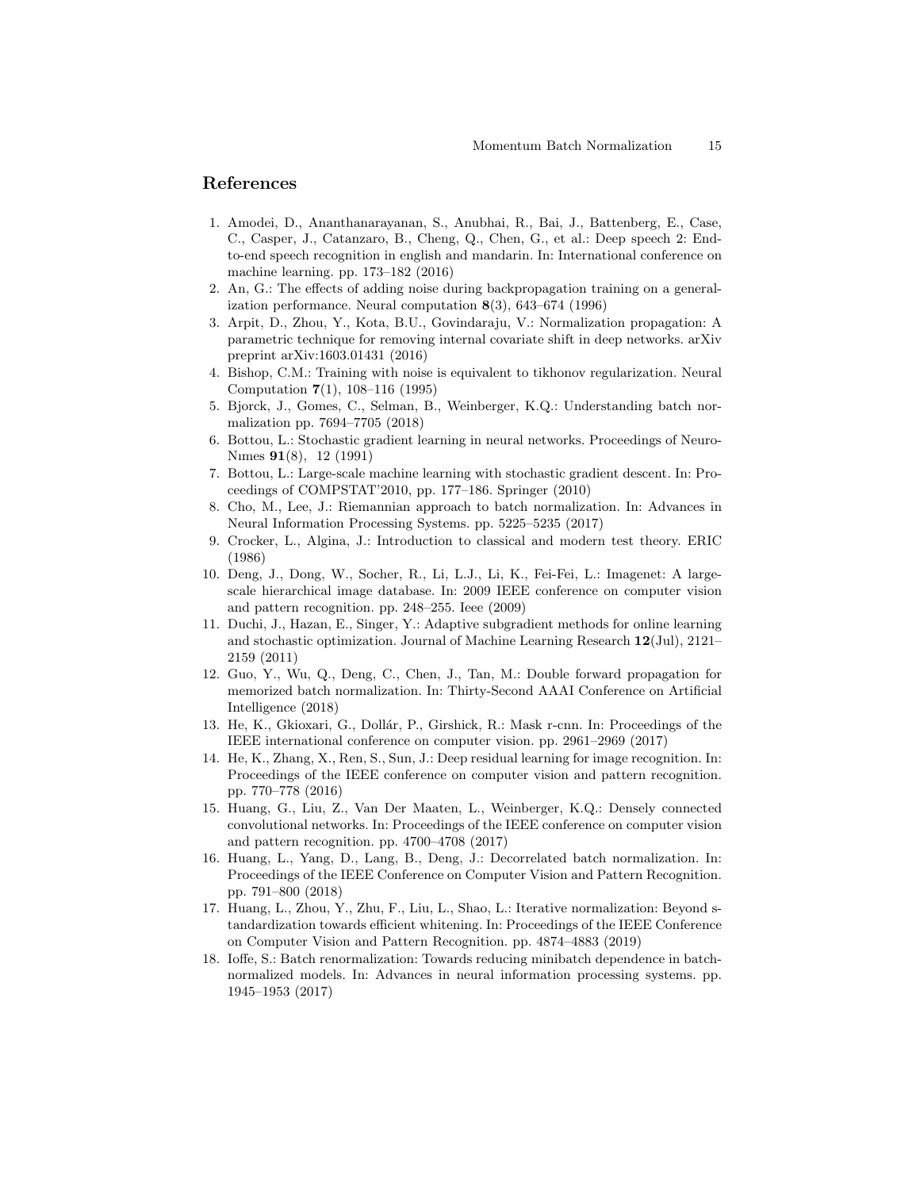## References

1. Amodei, D., Ananthanarayanan, S., Anubhai, R., Bai, J., Battenberg, E., Case, C., Casper, J., Catanzaro, B., Cheng, Q., Chen, G., et al.: Deep speech 2: End-to-end speech recognition in english and mandarin. In: International conference on machine learning. pp. 173–182 (2016)
2. An, G.: The effects of adding noise during backpropagation training on a generalization performance. Neural computation **8**(3), 643–674 (1996)
3. Arpit, D., Zhou, Y., Kota, B.U., Govindaraju, V.: Normalization propagation: A parametric technique for removing internal covariate shift in deep networks. arXiv preprint arXiv:1603.01431 (2016)
4. Bishop, C.M.: Training with noise is equivalent to tikhonov regularization. Neural Computation **7**(1), 108–116 (1995)
5. Bjorck, J., Gomes, C., Selman, B., Weinberger, K.Q.: Understanding batch normalization pp. 7694–7705 (2018)
6. Bottou, L.: Stochastic gradient learning in neural networks. Proceedings of Neuro-Nımes **91**(8), 12 (1991)
7. Bottou, L.: Large-scale machine learning with stochastic gradient descent. In: Proceedings of COMPSTAT'2010, pp. 177–186. Springer (2010)
8. Cho, M., Lee, J.: Riemannian approach to batch normalization. In: Advances in Neural Information Processing Systems. pp. 5225–5235 (2017)
9. Crocker, L., Algina, J.: Introduction to classical and modern test theory. ERIC (1986)
10. Deng, J., Dong, W., Socher, R., Li, L.J., Li, K., Fei-Fei, L.: Imagenet: A large-scale hierarchical image database. In: 2009 IEEE conference on computer vision and pattern recognition. pp. 248–255. Ieee (2009)
11. Duchi, J., Hazan, E., Singer, Y.: Adaptive subgradient methods for online learning and stochastic optimization. Journal of Machine Learning Research **12**(Jul), 2121–2159 (2011)
12. Guo, Y., Wu, Q., Deng, C., Chen, J., Tan, M.: Double forward propagation for memorized batch normalization. In: Thirty-Second AAAI Conference on Artificial Intelligence (2018)
13. He, K., Gkioxari, G., Dollár, P., Girshick, R.: Mask r-cnn. In: Proceedings of the IEEE international conference on computer vision. pp. 2961–2969 (2017)
14. He, K., Zhang, X., Ren, S., Sun, J.: Deep residual learning for image recognition. In: Proceedings of the IEEE conference on computer vision and pattern recognition. pp. 770–778 (2016)
15. Huang, G., Liu, Z., Van Der Maaten, L., Weinberger, K.Q.: Densely connected convolutional networks. In: Proceedings of the IEEE conference on computer vision and pattern recognition. pp. 4700–4708 (2017)
16. Huang, L., Yang, D., Lang, B., Deng, J.: Decorrelated batch normalization. In: Proceedings of the IEEE Conference on Computer Vision and Pattern Recognition. pp. 791–800 (2018)
17. Huang, L., Zhou, Y., Zhu, F., Liu, L., Shao, L.: Iterative normalization: Beyond standardization towards efficient whitening. In: Proceedings of the IEEE Conference on Computer Vision and Pattern Recognition. pp. 4874–4883 (2019)
18. Ioffe, S.: Batch renormalization: Towards reducing minibatch dependence in batch-normalized models. In: Advances in neural information processing systems. pp. 1945–1953 (2017)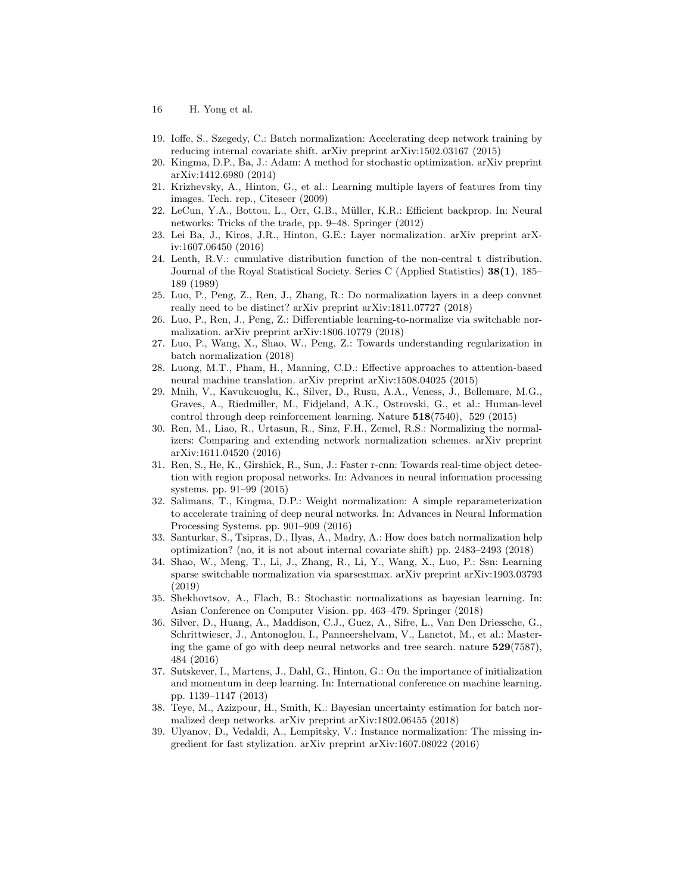19. Ioffe, S., Szegedy, C.: Batch normalization: Accelerating deep network training by reducing internal covariate shift. arXiv preprint arXiv:1502.03167 (2015)
20. Kingma, D.P., Ba, J.: Adam: A method for stochastic optimization. arXiv preprint arXiv:1412.6980 (2014)
21. Krizhevsky, A., Hinton, G., et al.: Learning multiple layers of features from tiny images. Tech. rep., Citeseer (2009)
22. LeCun, Y.A., Bottou, L., Orr, G.B., Müller, K.R.: Efficient backprop. In: Neural networks: Tricks of the trade, pp. 9–48. Springer (2012)
23. Lei Ba, J., Kiros, J.R., Hinton, G.E.: Layer normalization. arXiv preprint arXiv:1607.06450 (2016)
24. Lenth, R.V.: cumulative distribution function of the non-central t distribution. Journal of the Royal Statistical Society. Series C (Applied Statistics) **38(1)**, 185–189 (1989)
25. Luo, P., Peng, Z., Ren, J., Zhang, R.: Do normalization layers in a deep convnet really need to be distinct? arXiv preprint arXiv:1811.07727 (2018)
26. Luo, P., Ren, J., Peng, Z.: Differentiable learning-to-normalize via switchable normalization. arXiv preprint arXiv:1806.10779 (2018)
27. Luo, P., Wang, X., Shao, W., Peng, Z.: Towards understanding regularization in batch normalization (2018)
28. Luong, M.T., Pham, H., Manning, C.D.: Effective approaches to attention-based neural machine translation. arXiv preprint arXiv:1508.04025 (2015)
29. Mnih, V., Kavukcuoglu, K., Silver, D., Rusu, A.A., Veness, J., Bellemare, M.G., Graves, A., Riedmiller, M., Fidjeland, A.K., Ostrovski, G., et al.: Human-level control through deep reinforcement learning. Nature **518**(7540), 529 (2015)
30. Ren, M., Liao, R., Urtasun, R., Sinz, F.H., Zemel, R.S.: Normalizing the normalizers: Comparing and extending network normalization schemes. arXiv preprint arXiv:1611.04520 (2016)
31. Ren, S., He, K., Girshick, R., Sun, J.: Faster r-cnn: Towards real-time object detection with region proposal networks. In: Advances in neural information processing systems. pp. 91–99 (2015)
32. Salimans, T., Kingma, D.P.: Weight normalization: A simple reparameterization to accelerate training of deep neural networks. In: Advances in Neural Information Processing Systems. pp. 901–909 (2016)
33. Santurkar, S., Tsipras, D., Ilyas, A., Madry, A.: How does batch normalization help optimization? (no, it is not about internal covariate shift) pp. 2483–2493 (2018)
34. Shao, W., Meng, T., Li, J., Zhang, R., Li, Y., Wang, X., Luo, P.: Ssn: Learning sparse switchable normalization via sparsestmax. arXiv preprint arXiv:1903.03793 (2019)
35. Shekhovtsov, A., Flach, B.: Stochastic normalizations as bayesian learning. In: Asian Conference on Computer Vision. pp. 463–479. Springer (2018)
36. Silver, D., Huang, A., Maddison, C.J., Guez, A., Sifre, L., Van Den Driessche, G., Schrittwieser, J., Antonoglou, I., Panneershelvam, V., Lanctot, M., et al.: Mastering the game of go with deep neural networks and tree search. nature **529**(7587), 484 (2016)
37. Sutskever, I., Martens, J., Dahl, G., Hinton, G.: On the importance of initialization and momentum in deep learning. In: International conference on machine learning. pp. 1139–1147 (2013)
38. Teye, M., Azizpour, H., Smith, K.: Bayesian uncertainty estimation for batch normalized deep networks. arXiv preprint arXiv:1802.06455 (2018)
39. Ulyanov, D., Vedaldi, A., Lempitsky, V.: Instance normalization: The missing ingredient for fast stylization. arXiv preprint arXiv:1607.08022 (2016)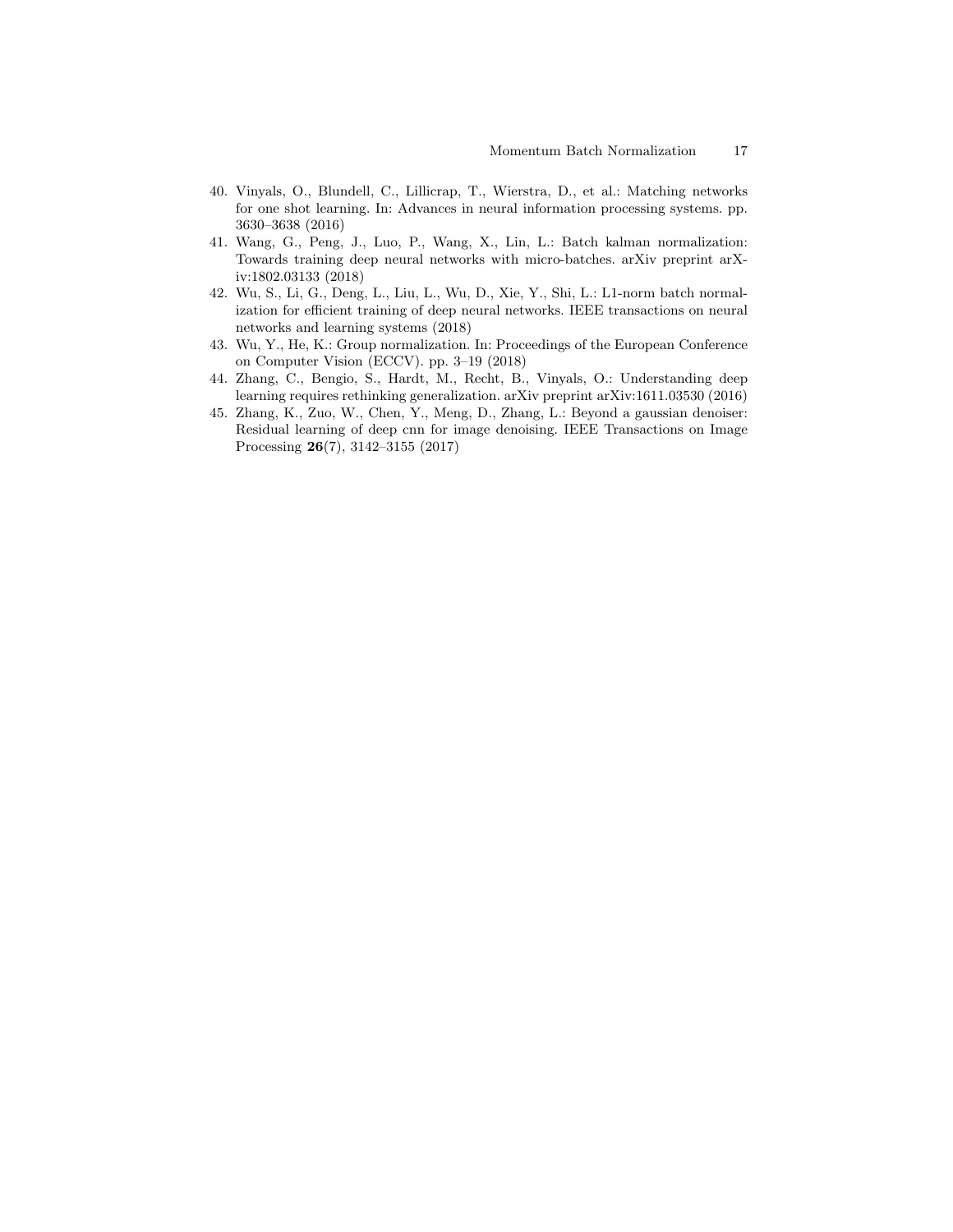40. Vinyals, O., Blundell, C., Lillicrap, T., Wierstra, D., et al.: Matching networks for one shot learning. In: Advances in neural information processing systems. pp. 3630–3638 (2016)
41. Wang, G., Peng, J., Luo, P., Wang, X., Lin, L.: Batch kalman normalization: Towards training deep neural networks with micro-batches. arXiv preprint arXiv:1802.03133 (2018)
42. Wu, S., Li, G., Deng, L., Liu, L., Wu, D., Xie, Y., Shi, L.: L1-norm batch normalization for efficient training of deep neural networks. IEEE transactions on neural networks and learning systems (2018)
43. Wu, Y., He, K.: Group normalization. In: Proceedings of the European Conference on Computer Vision (ECCV). pp. 3–19 (2018)
44. Zhang, C., Bengio, S., Hardt, M., Recht, B., Vinyals, O.: Understanding deep learning requires rethinking generalization. arXiv preprint arXiv:1611.03530 (2016)
45. Zhang, K., Zuo, W., Chen, Y., Meng, D., Zhang, L.: Beyond a gaussian denoiser: Residual learning of deep cnn for image denoising. IEEE Transactions on Image Processing **26**(7), 3142–3155 (2017)